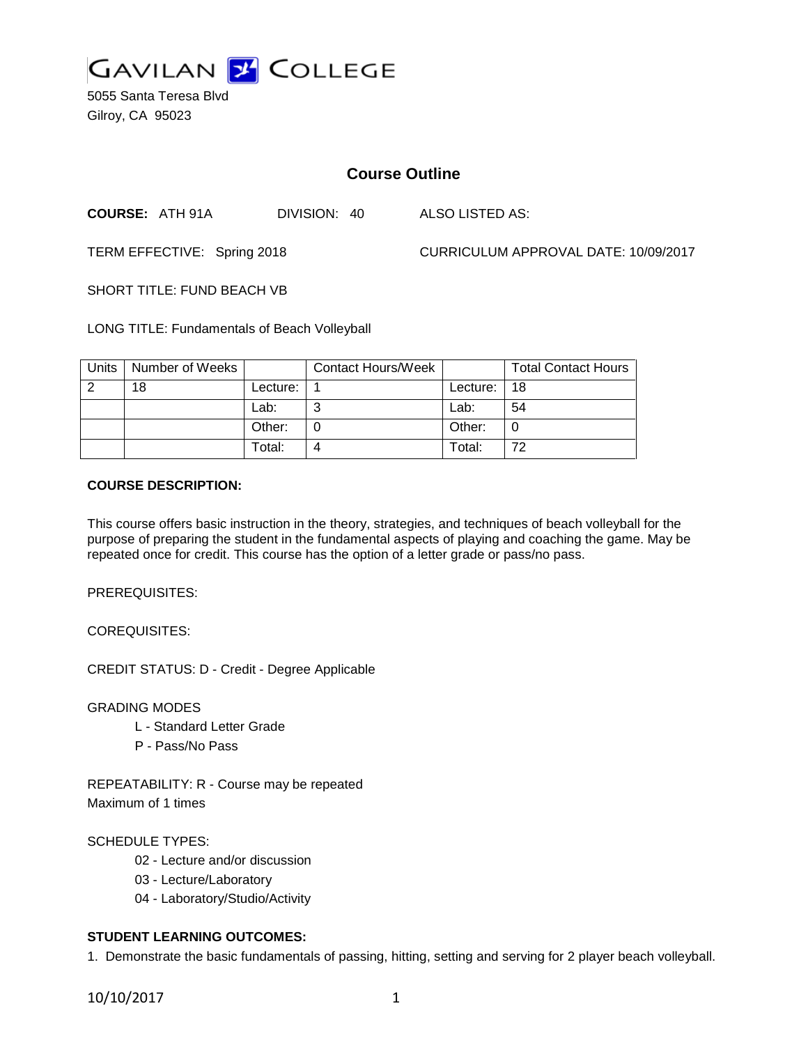# GAVILAN COLLEGE

5055 Santa Teresa Blvd
Gilroy, CA 95023

## Course Outline

**COURSE:** ATH 91A DIVISION: 40 ALSO LISTED AS:

TERM EFFECTIVE: Spring 2018 CURRICULUM APPROVAL DATE: 10/09/2017

SHORT TITLE: FUND BEACH VB

LONG TITLE: Fundamentals of Beach Volleyball

| Units | Number of Weeks | | Contact Hours/Week | | Total Contact Hours |
|---|---|---|---|---|---|
| 2 | 18 | Lecture: | 1 | Lecture: | 18 |
| | | Lab: | 3 | Lab: | 54 |
| | | Other: | 0 | Other: | 0 |
| | | Total: | 4 | Total: | 72 |

**COURSE DESCRIPTION:**

This course offers basic instruction in the theory, strategies, and techniques of beach volleyball for the purpose of preparing the student in the fundamental aspects of playing and coaching the game. May be repeated once for credit. This course has the option of a letter grade or pass/no pass.

PREREQUISITES:

COREQUISITES:

CREDIT STATUS: D - Credit - Degree Applicable

GRADING MODES

- L - Standard Letter Grade
- P - Pass/No Pass

REPEATABILITY: R - Course may be repeated
Maximum of 1 times

SCHEDULE TYPES:

- 02 - Lecture and/or discussion
- 03 - Lecture/Laboratory
- 04 - Laboratory/Studio/Activity

**STUDENT LEARNING OUTCOMES:**

1. Demonstrate the basic fundamentals of passing, hitting, setting and serving for 2 player beach volleyball.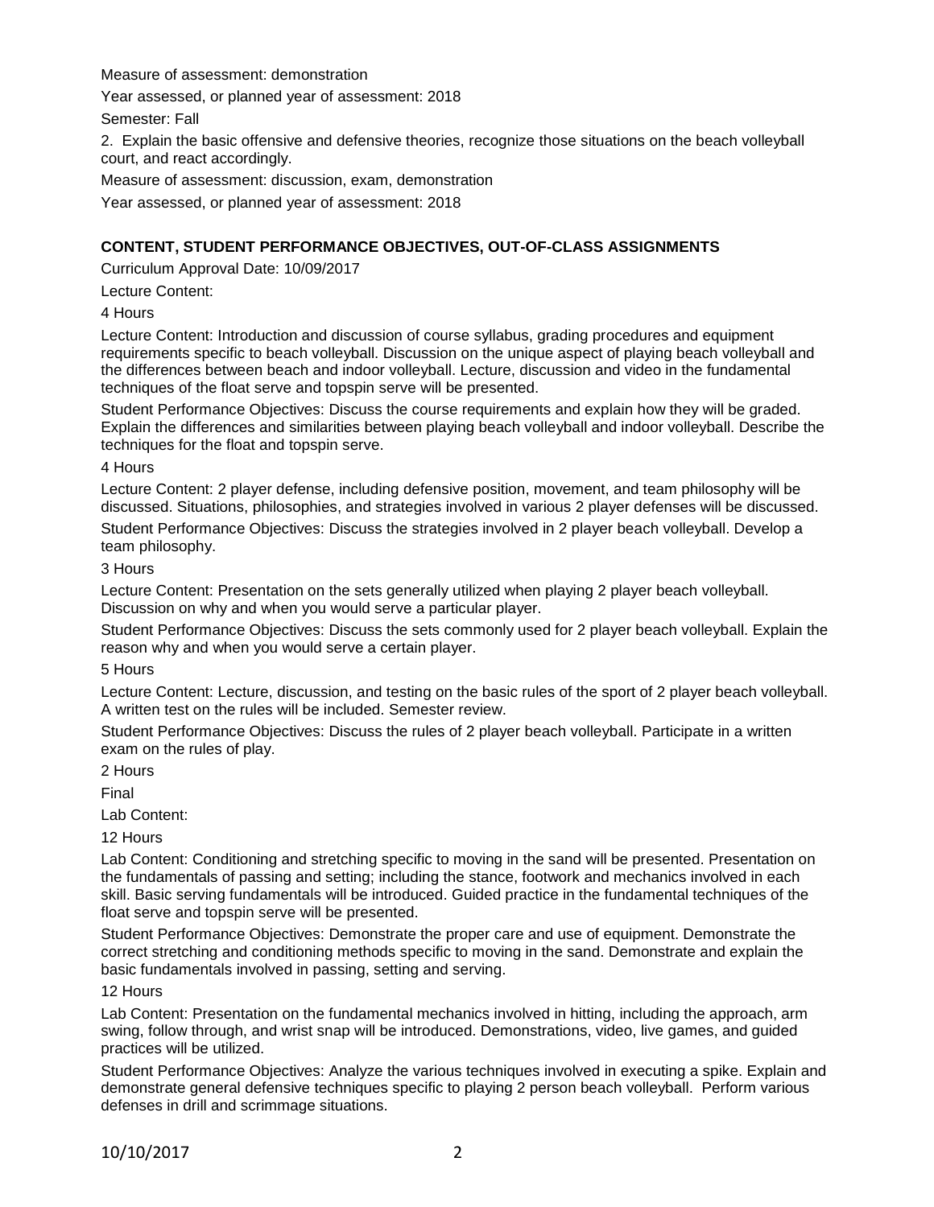Measure of assessment: demonstration

Year assessed, or planned year of assessment: 2018

Semester: Fall

2. Explain the basic offensive and defensive theories, recognize those situations on the beach volleyball court, and react accordingly.

Measure of assessment: discussion, exam, demonstration

Year assessed, or planned year of assessment: 2018

### CONTENT, STUDENT PERFORMANCE OBJECTIVES, OUT-OF-CLASS ASSIGNMENTS

Curriculum Approval Date: 10/09/2017

Lecture Content:

4 Hours

Lecture Content: Introduction and discussion of course syllabus, grading procedures and equipment requirements specific to beach volleyball. Discussion on the unique aspect of playing beach volleyball and the differences between beach and indoor volleyball. Lecture, discussion and video in the fundamental techniques of the float serve and topspin serve will be presented.

Student Performance Objectives: Discuss the course requirements and explain how they will be graded. Explain the differences and similarities between playing beach volleyball and indoor volleyball. Describe the techniques for the float and topspin serve.

4 Hours

Lecture Content: 2 player defense, including defensive position, movement, and team philosophy will be discussed. Situations, philosophies, and strategies involved in various 2 player defenses will be discussed.

Student Performance Objectives: Discuss the strategies involved in 2 player beach volleyball. Develop a team philosophy.

3 Hours

Lecture Content: Presentation on the sets generally utilized when playing 2 player beach volleyball. Discussion on why and when you would serve a particular player.

Student Performance Objectives: Discuss the sets commonly used for 2 player beach volleyball. Explain the reason why and when you would serve a certain player.

5 Hours

Lecture Content: Lecture, discussion, and testing on the basic rules of the sport of 2 player beach volleyball. A written test on the rules will be included. Semester review.

Student Performance Objectives: Discuss the rules of 2 player beach volleyball. Participate in a written exam on the rules of play.

2 Hours

Final

Lab Content:

12 Hours

Lab Content: Conditioning and stretching specific to moving in the sand will be presented. Presentation on the fundamentals of passing and setting; including the stance, footwork and mechanics involved in each skill. Basic serving fundamentals will be introduced. Guided practice in the fundamental techniques of the float serve and topspin serve will be presented.

Student Performance Objectives: Demonstrate the proper care and use of equipment. Demonstrate the correct stretching and conditioning methods specific to moving in the sand. Demonstrate and explain the basic fundamentals involved in passing, setting and serving.

12 Hours

Lab Content: Presentation on the fundamental mechanics involved in hitting, including the approach, arm swing, follow through, and wrist snap will be introduced. Demonstrations, video, live games, and guided practices will be utilized.

Student Performance Objectives: Analyze the various techniques involved in executing a spike. Explain and demonstrate general defensive techniques specific to playing 2 person beach volleyball. Perform various defenses in drill and scrimmage situations.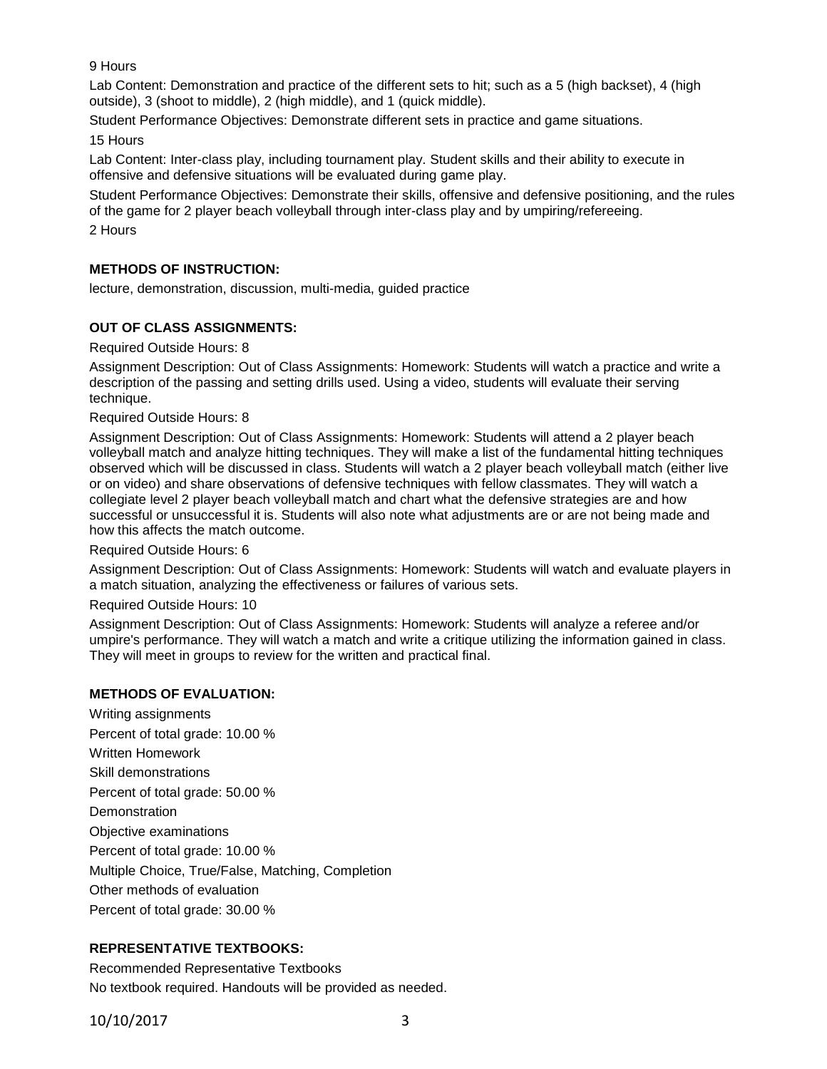9 Hours

Lab Content: Demonstration and practice of the different sets to hit; such as a 5 (high backset), 4 (high outside), 3 (shoot to middle), 2 (high middle), and 1 (quick middle).

Student Performance Objectives: Demonstrate different sets in practice and game situations.

15 Hours

Lab Content: Inter-class play, including tournament play. Student skills and their ability to execute in offensive and defensive situations will be evaluated during game play.

Student Performance Objectives: Demonstrate their skills, offensive and defensive positioning, and the rules of the game for 2 player beach volleyball through inter-class play and by umpiring/refereeing.

2 Hours

## METHODS OF INSTRUCTION:

lecture, demonstration, discussion, multi-media, guided practice

## OUT OF CLASS ASSIGNMENTS:

Required Outside Hours: 8

Assignment Description: Out of Class Assignments: Homework: Students will watch a practice and write a description of the passing and setting drills used. Using a video, students will evaluate their serving technique.

Required Outside Hours: 8

Assignment Description: Out of Class Assignments: Homework: Students will attend a 2 player beach volleyball match and analyze hitting techniques. They will make a list of the fundamental hitting techniques observed which will be discussed in class. Students will watch a 2 player beach volleyball match (either live or on video) and share observations of defensive techniques with fellow classmates. They will watch a collegiate level 2 player beach volleyball match and chart what the defensive strategies are and how successful or unsuccessful it is. Students will also note what adjustments are or are not being made and how this affects the match outcome.

Required Outside Hours: 6

Assignment Description: Out of Class Assignments: Homework: Students will watch and evaluate players in a match situation, analyzing the effectiveness or failures of various sets.

Required Outside Hours: 10

Assignment Description: Out of Class Assignments: Homework: Students will analyze a referee and/or umpire's performance. They will watch a match and write a critique utilizing the information gained in class. They will meet in groups to review for the written and practical final.

## METHODS OF EVALUATION:

Writing assignments

Percent of total grade: 10.00 %

Written Homework

Skill demonstrations

Percent of total grade: 50.00 %

Demonstration

Objective examinations

Percent of total grade: 10.00 %

Multiple Choice, True/False, Matching, Completion

Other methods of evaluation

Percent of total grade: 30.00 %

## REPRESENTATIVE TEXTBOOKS:

Recommended Representative Textbooks

No textbook required. Handouts will be provided as needed.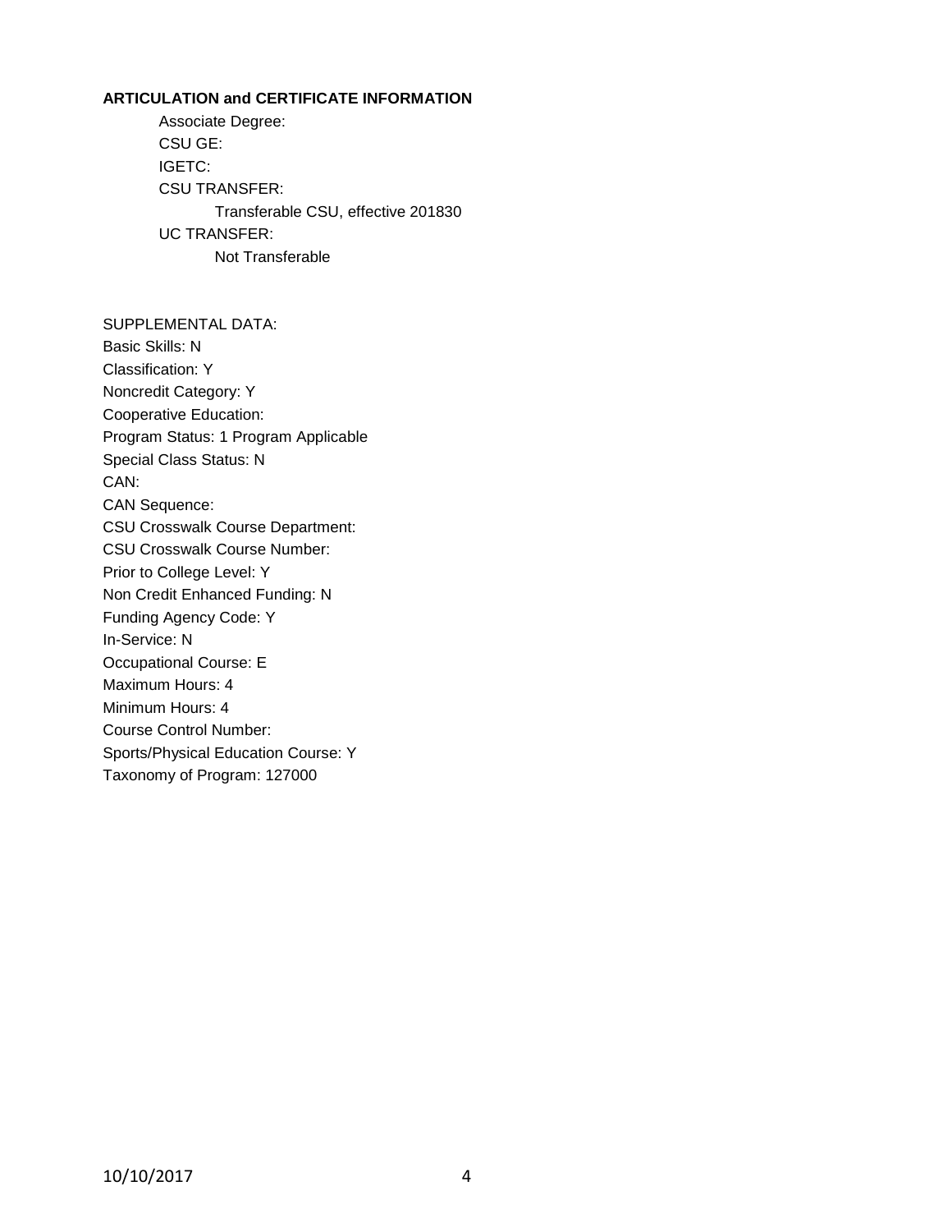**ARTICULATION and CERTIFICATE INFORMATION**

Associate Degree:

CSU GE:

IGETC:

CSU TRANSFER:

Transferable CSU, effective 201830

UC TRANSFER:

Not Transferable

SUPPLEMENTAL DATA:

Basic Skills: N

Classification: Y

Noncredit Category: Y

Cooperative Education:

Program Status: 1 Program Applicable

Special Class Status: N

CAN:

CAN Sequence:

CSU Crosswalk Course Department:

CSU Crosswalk Course Number:

Prior to College Level: Y

Non Credit Enhanced Funding: N

Funding Agency Code: Y

In-Service: N

Occupational Course: E

Maximum Hours: 4

Minimum Hours: 4

Course Control Number:

Sports/Physical Education Course: Y

Taxonomy of Program: 127000